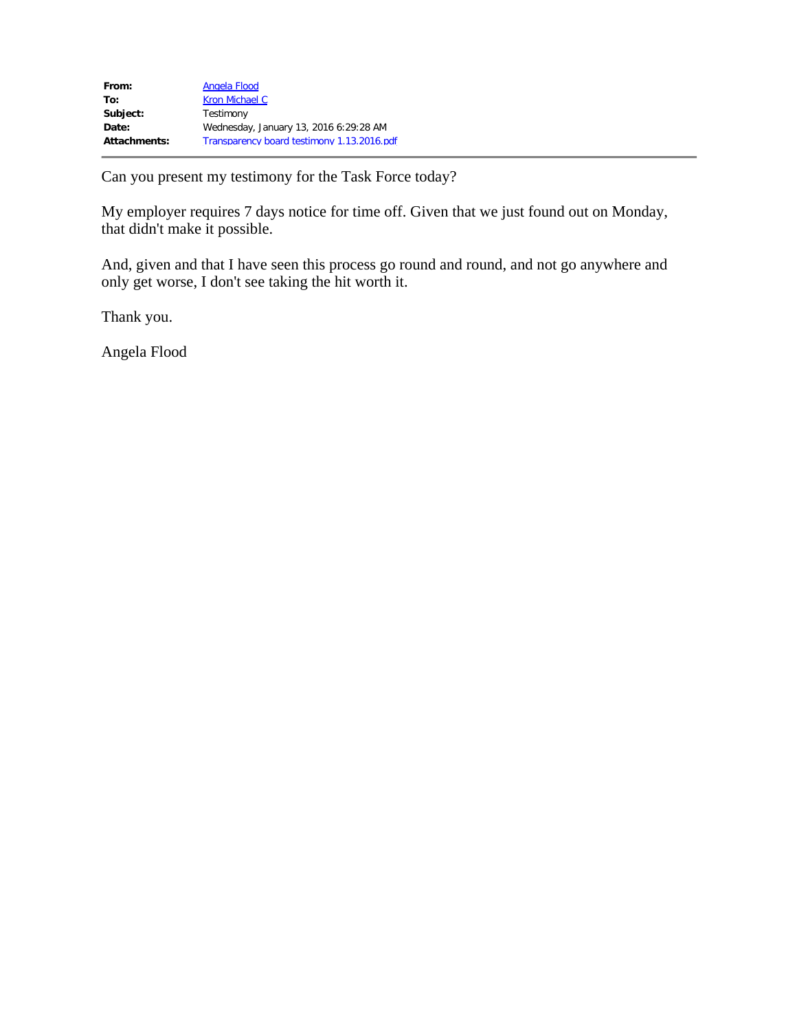| | |
|---|---|
| **From:** | Angela Flood |
| **To:** | Kron Michael C |
| **Subject:** | Testimony |
| **Date:** | Wednesday, January 13, 2016 6:29:28 AM |
| **Attachments:** | Transparency board testimony 1.13.2016.pdf |

---

Can you present my testimony for the Task Force today?

My employer requires 7 days notice for time off. Given that we just found out on Monday, that didn't make it possible.

And, given and that I have seen this process go round and round, and not go anywhere and only get worse, I don't see taking the hit worth it.

Thank you.

Angela Flood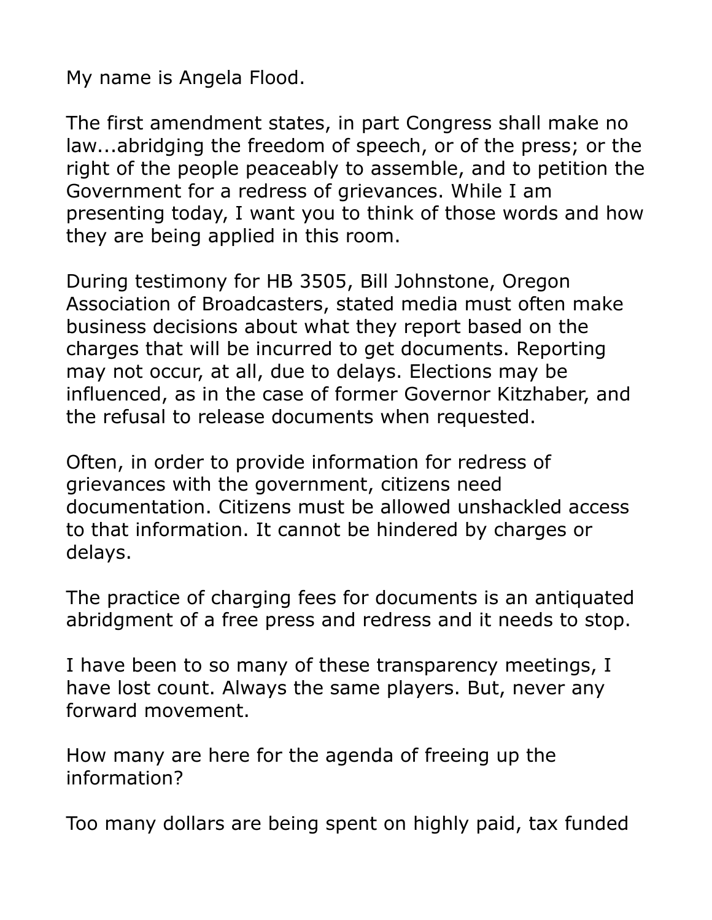My name is Angela Flood.

The first amendment states, in part Congress shall make no law...abridging the freedom of speech, or of the press; or the right of the people peaceably to assemble, and to petition the Government for a redress of grievances. While I am presenting today, I want you to think of those words and how they are being applied in this room.

During testimony for HB 3505, Bill Johnstone, Oregon Association of Broadcasters, stated media must often make business decisions about what they report based on the charges that will be incurred to get documents. Reporting may not occur, at all, due to delays. Elections may be influenced, as in the case of former Governor Kitzhaber, and the refusal to release documents when requested.

Often, in order to provide information for redress of grievances with the government, citizens need documentation. Citizens must be allowed unshackled access to that information. It cannot be hindered by charges or delays.

The practice of charging fees for documents is an antiquated abridgment of a free press and redress and it needs to stop.

I have been to so many of these transparency meetings, I have lost count. Always the same players. But, never any forward movement.

How many are here for the agenda of freeing up the information?

Too many dollars are being spent on highly paid, tax funded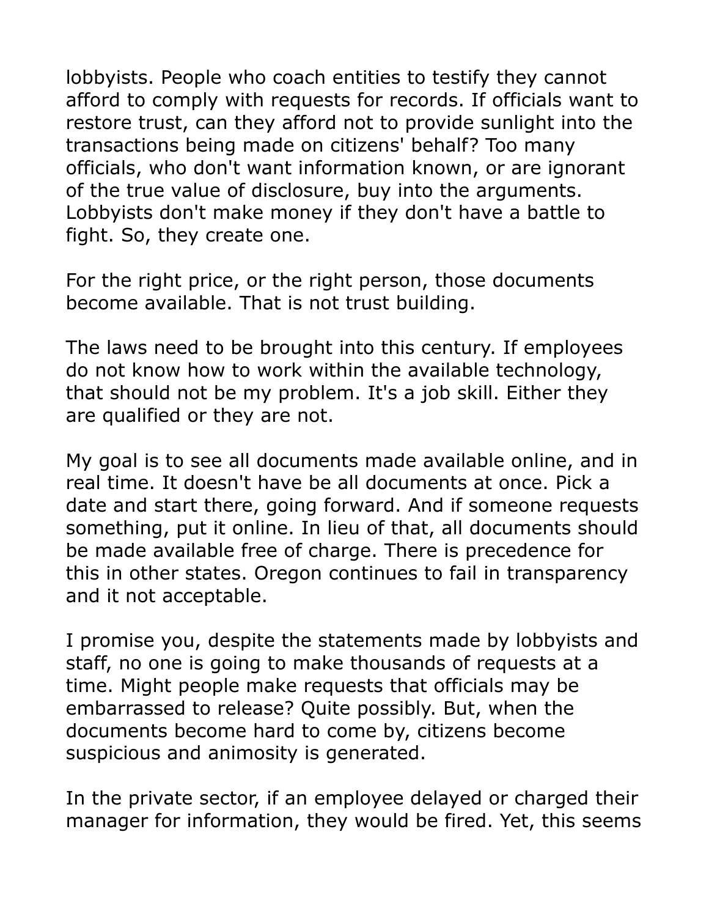lobbyists. People who coach entities to testify they cannot afford to comply with requests for records. If officials want to restore trust, can they afford not to provide sunlight into the transactions being made on citizens' behalf? Too many officials, who don't want information known, or are ignorant of the true value of disclosure, buy into the arguments. Lobbyists don't make money if they don't have a battle to fight. So, they create one.

For the right price, or the right person, those documents become available. That is not trust building.

The laws need to be brought into this century. If employees do not know how to work within the available technology, that should not be my problem. It's a job skill. Either they are qualified or they are not.

My goal is to see all documents made available online, and in real time. It doesn't have be all documents at once. Pick a date and start there, going forward. And if someone requests something, put it online. In lieu of that, all documents should be made available free of charge. There is precedence for this in other states. Oregon continues to fail in transparency and it not acceptable.

I promise you, despite the statements made by lobbyists and staff, no one is going to make thousands of requests at a time. Might people make requests that officials may be embarrassed to release? Quite possibly. But, when the documents become hard to come by, citizens become suspicious and animosity is generated.

In the private sector, if an employee delayed or charged their manager for information, they would be fired. Yet, this seems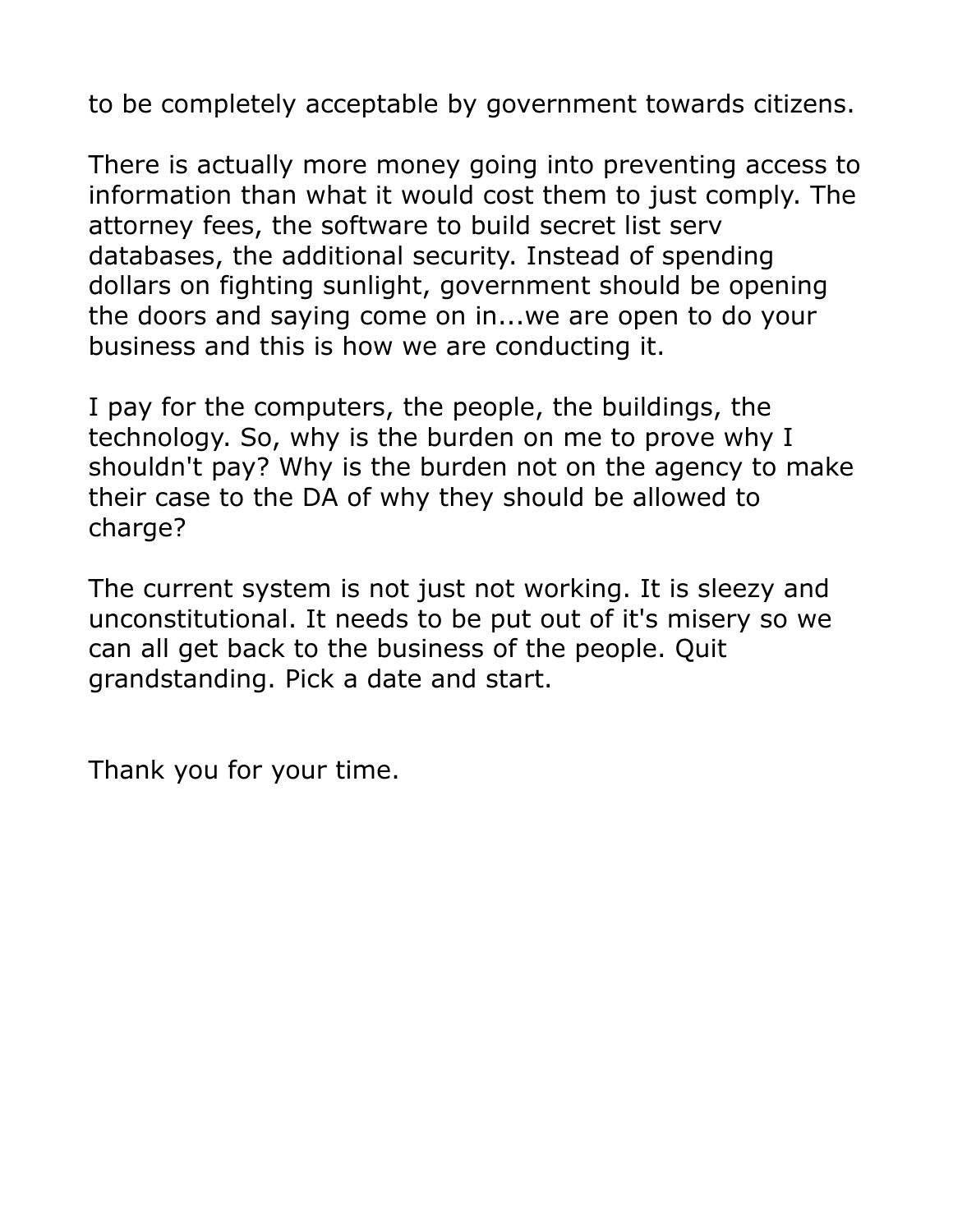to be completely acceptable by government towards citizens.

There is actually more money going into preventing access to information than what it would cost them to just comply. The attorney fees, the software to build secret list serv databases, the additional security. Instead of spending dollars on fighting sunlight, government should be opening the doors and saying come on in...we are open to do your business and this is how we are conducting it.

I pay for the computers, the people, the buildings, the technology. So, why is the burden on me to prove why I shouldn't pay? Why is the burden not on the agency to make their case to the DA of why they should be allowed to charge?

The current system is not just not working. It is sleezy and unconstitutional. It needs to be put out of it's misery so we can all get back to the business of the people. Quit grandstanding. Pick a date and start.

Thank you for your time.